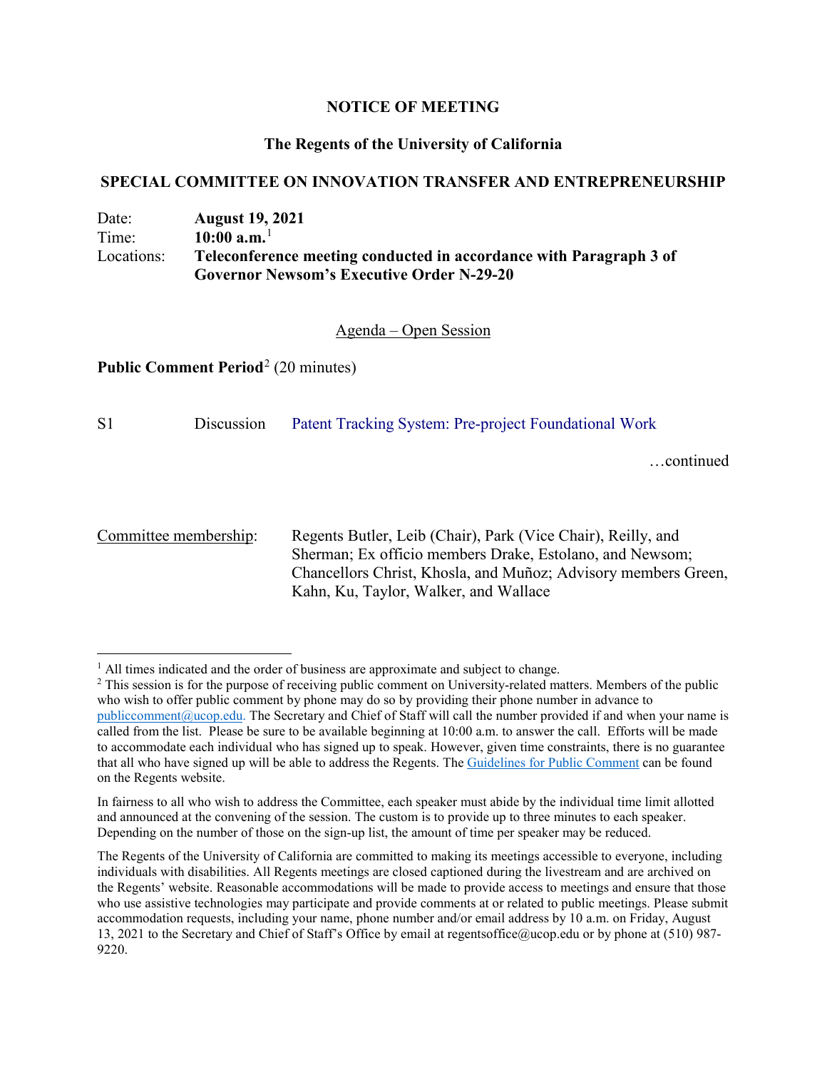**NOTICE OF MEETING**

**The Regents of the University of California**

**SPECIAL COMMITTEE ON INNOVATION TRANSFER AND ENTREPRENEURSHIP**

Date: **August 19, 2021**
Time: **10:00 a.m.**[1]
Locations: **Teleconference meeting conducted in accordance with Paragraph 3 of Governor Newsom's Executive Order N-29-20**

Agenda – Open Session

**Public Comment Period**[2] (20 minutes)

S1 Discussion Patent Tracking System: Pre-project Foundational Work

…continued

Committee membership: Regents Butler, Leib (Chair), Park (Vice Chair), Reilly, and Sherman; Ex officio members Drake, Estolano, and Newsom; Chancellors Christ, Khosla, and Muñoz; Advisory members Green, Kahn, Ku, Taylor, Walker, and Wallace

---

[1] All times indicated and the order of business are approximate and subject to change.

[2] This session is for the purpose of receiving public comment on University-related matters. Members of the public who wish to offer public comment by phone may do so by providing their phone number in advance to publiccomment@ucop.edu. The Secretary and Chief of Staff will call the number provided if and when your name is called from the list. Please be sure to be available beginning at 10:00 a.m. to answer the call. Efforts will be made to accommodate each individual who has signed up to speak. However, given time constraints, there is no guarantee that all who have signed up will be able to address the Regents. The Guidelines for Public Comment can be found on the Regents website.

In fairness to all who wish to address the Committee, each speaker must abide by the individual time limit allotted and announced at the convening of the session. The custom is to provide up to three minutes to each speaker. Depending on the number of those on the sign-up list, the amount of time per speaker may be reduced.

The Regents of the University of California are committed to making its meetings accessible to everyone, including individuals with disabilities. All Regents meetings are closed captioned during the livestream and are archived on the Regents' website. Reasonable accommodations will be made to provide access to meetings and ensure that those who use assistive technologies may participate and provide comments at or related to public meetings. Please submit accommodation requests, including your name, phone number and/or email address by 10 a.m. on Friday, August 13, 2021 to the Secretary and Chief of Staff's Office by email at regentsoffice@ucop.edu or by phone at (510) 987-9220.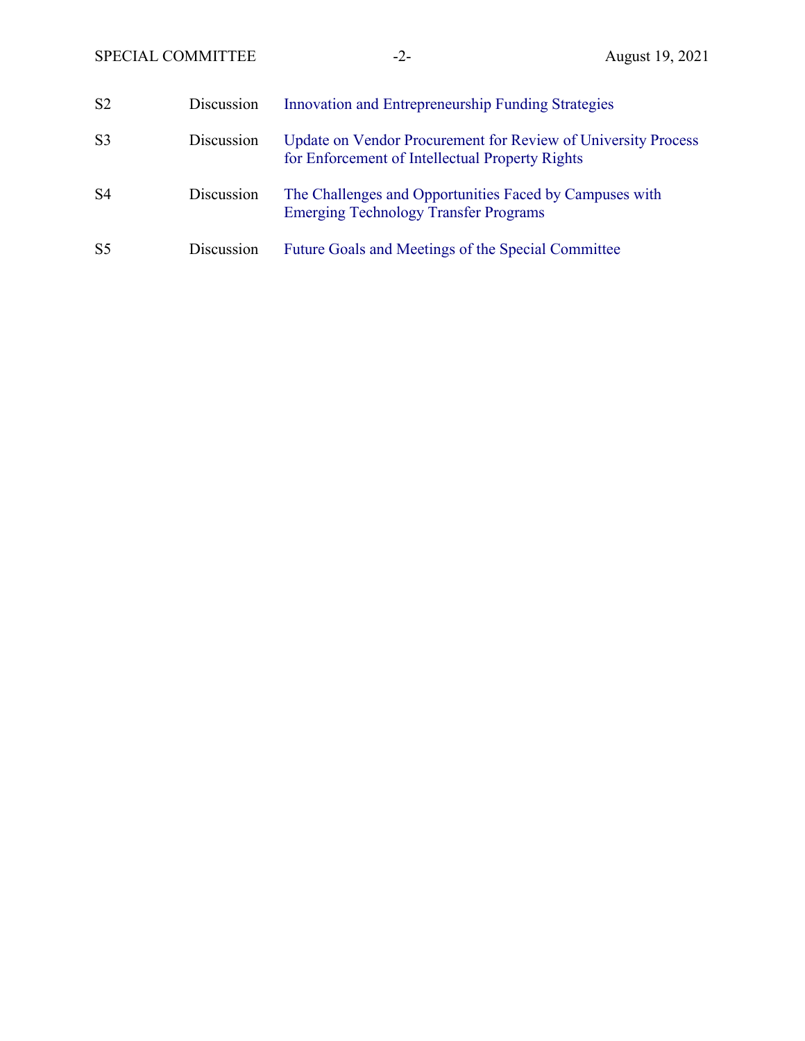| | | |
|---|---|---|
| S2 | Discussion | Innovation and Entrepreneurship Funding Strategies |
| S3 | Discussion | Update on Vendor Procurement for Review of University Process for Enforcement of Intellectual Property Rights |
| S4 | Discussion | The Challenges and Opportunities Faced by Campuses with Emerging Technology Transfer Programs |
| S5 | Discussion | Future Goals and Meetings of the Special Committee |